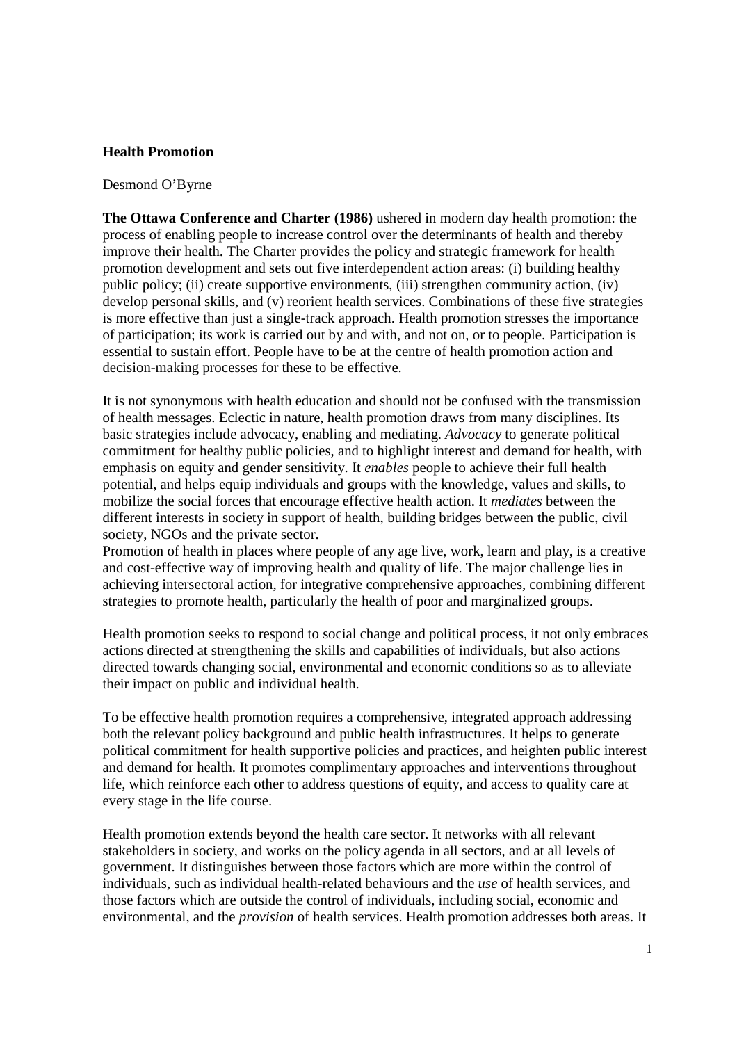**Health Promotion**

Desmond O'Byrne

**The Ottawa Conference and Charter (1986)** ushered in modern day health promotion: the process of enabling people to increase control over the determinants of health and thereby improve their health. The Charter provides the policy and strategic framework for health promotion development and sets out five interdependent action areas: (i) building healthy public policy; (ii) create supportive environments, (iii) strengthen community action, (iv) develop personal skills, and (v) reorient health services. Combinations of these five strategies is more effective than just a single-track approach. Health promotion stresses the importance of participation; its work is carried out by and with, and not on, or to people. Participation is essential to sustain effort. People have to be at the centre of health promotion action and decision-making processes for these to be effective.

It is not synonymous with health education and should not be confused with the transmission of health messages. Eclectic in nature, health promotion draws from many disciplines. Its basic strategies include advocacy, enabling and mediating. *Advocacy* to generate political commitment for healthy public policies, and to highlight interest and demand for health, with emphasis on equity and gender sensitivity. It *enables* people to achieve their full health potential, and helps equip individuals and groups with the knowledge, values and skills, to mobilize the social forces that encourage effective health action. It *mediates* between the different interests in society in support of health, building bridges between the public, civil society, NGOs and the private sector.

Promotion of health in places where people of any age live, work, learn and play, is a creative and cost-effective way of improving health and quality of life. The major challenge lies in achieving intersectoral action, for integrative comprehensive approaches, combining different strategies to promote health, particularly the health of poor and marginalized groups.

Health promotion seeks to respond to social change and political process, it not only embraces actions directed at strengthening the skills and capabilities of individuals, but also actions directed towards changing social, environmental and economic conditions so as to alleviate their impact on public and individual health.

To be effective health promotion requires a comprehensive, integrated approach addressing both the relevant policy background and public health infrastructures. It helps to generate political commitment for health supportive policies and practices, and heighten public interest and demand for health. It promotes complimentary approaches and interventions throughout life, which reinforce each other to address questions of equity, and access to quality care at every stage in the life course.

Health promotion extends beyond the health care sector. It networks with all relevant stakeholders in society, and works on the policy agenda in all sectors, and at all levels of government. It distinguishes between those factors which are more within the control of individuals, such as individual health-related behaviours and the *use* of health services, and those factors which are outside the control of individuals, including social, economic and environmental, and the *provision* of health services. Health promotion addresses both areas. It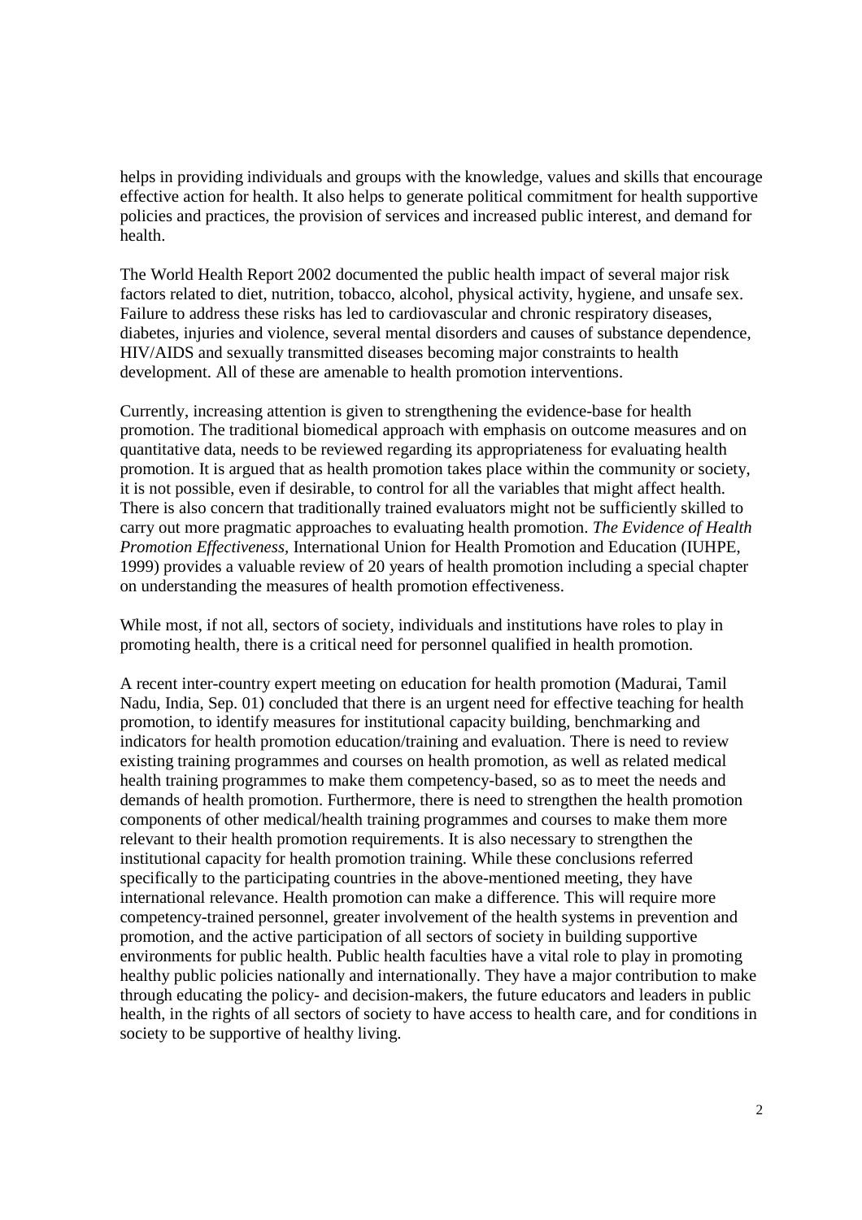helps in providing individuals and groups with the knowledge, values and skills that encourage effective action for health. It also helps to generate political commitment for health supportive policies and practices, the provision of services and increased public interest, and demand for health.

The World Health Report 2002 documented the public health impact of several major risk factors related to diet, nutrition, tobacco, alcohol, physical activity, hygiene, and unsafe sex. Failure to address these risks has led to cardiovascular and chronic respiratory diseases, diabetes, injuries and violence, several mental disorders and causes of substance dependence, HIV/AIDS and sexually transmitted diseases becoming major constraints to health development. All of these are amenable to health promotion interventions.

Currently, increasing attention is given to strengthening the evidence-base for health promotion. The traditional biomedical approach with emphasis on outcome measures and on quantitative data, needs to be reviewed regarding its appropriateness for evaluating health promotion. It is argued that as health promotion takes place within the community or society, it is not possible, even if desirable, to control for all the variables that might affect health. There is also concern that traditionally trained evaluators might not be sufficiently skilled to carry out more pragmatic approaches to evaluating health promotion. *The Evidence of Health Promotion Effectiveness,* International Union for Health Promotion and Education (IUHPE, 1999) provides a valuable review of 20 years of health promotion including a special chapter on understanding the measures of health promotion effectiveness.

While most, if not all, sectors of society, individuals and institutions have roles to play in promoting health, there is a critical need for personnel qualified in health promotion.

A recent inter-country expert meeting on education for health promotion (Madurai, Tamil Nadu, India, Sep. 01) concluded that there is an urgent need for effective teaching for health promotion, to identify measures for institutional capacity building, benchmarking and indicators for health promotion education/training and evaluation. There is need to review existing training programmes and courses on health promotion, as well as related medical health training programmes to make them competency-based, so as to meet the needs and demands of health promotion. Furthermore, there is need to strengthen the health promotion components of other medical/health training programmes and courses to make them more relevant to their health promotion requirements. It is also necessary to strengthen the institutional capacity for health promotion training. While these conclusions referred specifically to the participating countries in the above-mentioned meeting, they have international relevance. Health promotion can make a difference. This will require more competency-trained personnel, greater involvement of the health systems in prevention and promotion, and the active participation of all sectors of society in building supportive environments for public health. Public health faculties have a vital role to play in promoting healthy public policies nationally and internationally. They have a major contribution to make through educating the policy- and decision-makers, the future educators and leaders in public health, in the rights of all sectors of society to have access to health care, and for conditions in society to be supportive of healthy living.